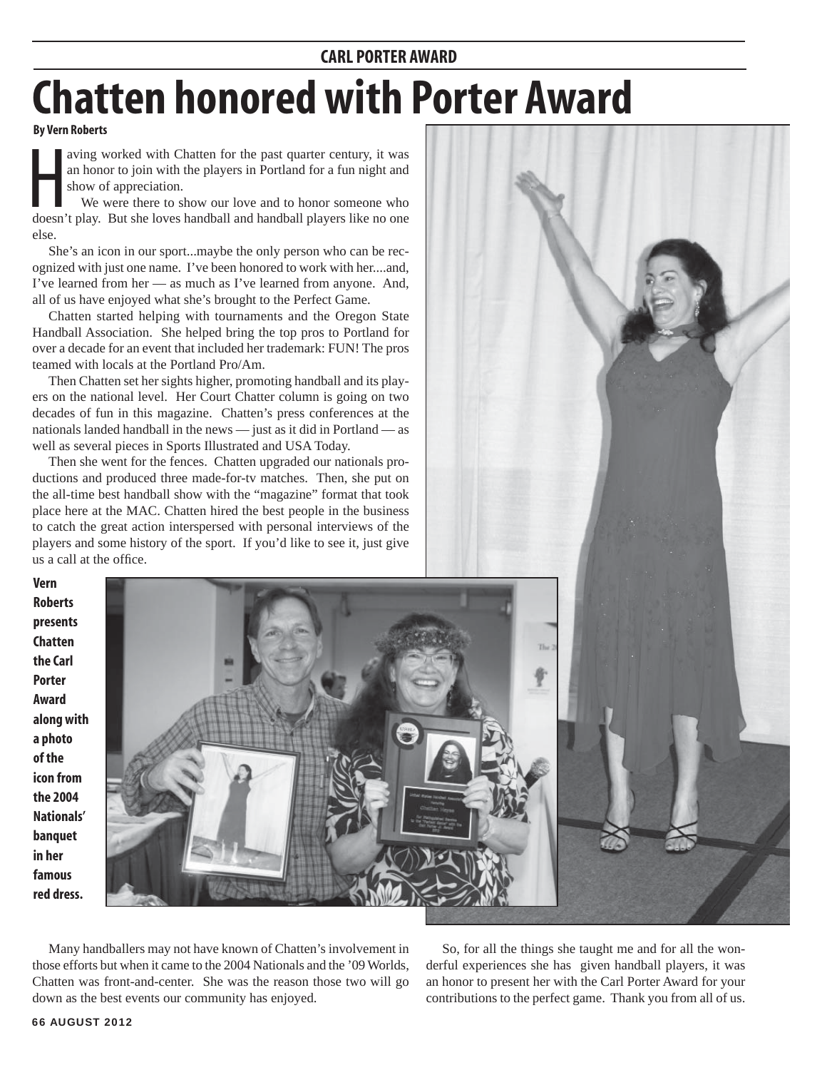CARL PORTER AWARD

# Chatten honored with Porter Award

**By Vern Roberts**

Having worked with Chatten for the past quarter century, it was an honor to join with the players in Portland for a fun night and show of appreciation.

We were there to show our love and to honor someone who doesn't play. But she loves handball and handball players like no one else.

She's an icon in our sport...maybe the only person who can be recognized with just one name. I've been honored to work with her....and, I've learned from her — as much as I've learned from anyone. And, all of us have enjoyed what she's brought to the Perfect Game.

Chatten started helping with tournaments and the Oregon State Handball Association. She helped bring the top pros to Portland for over a decade for an event that included her trademark: FUN! The pros teamed with locals at the Portland Pro/Am.

Then Chatten set her sights higher, promoting handball and its players on the national level. Her Court Chatter column is going on two decades of fun in this magazine. Chatten's press conferences at the nationals landed handball in the news — just as it did in Portland — as well as several pieces in Sports Illustrated and USA Today.

Then she went for the fences. Chatten upgraded our nationals productions and produced three made-for-tv matches. Then, she put on the all-time best handball show with the "magazine" format that took place here at the MAC. Chatten hired the best people in the business to catch the great action interspersed with personal interviews of the players and some history of the sport. If you'd like to see it, just give us a call at the office.

**Vern Roberts presents Chatten the Carl Porter Award along with a photo of the icon from the 2004 Nationals' banquet in her famous red dress.**

Many handballers may not have known of Chatten's involvement in those efforts but when it came to the 2004 Nationals and the '09 Worlds, Chatten was front-and-center. She was the reason those two will go down as the best events our community has enjoyed.

So, for all the things she taught me and for all the wonderful experiences she has given handball players, it was an honor to present her with the Carl Porter Award for your contributions to the perfect game. Thank you from all of us.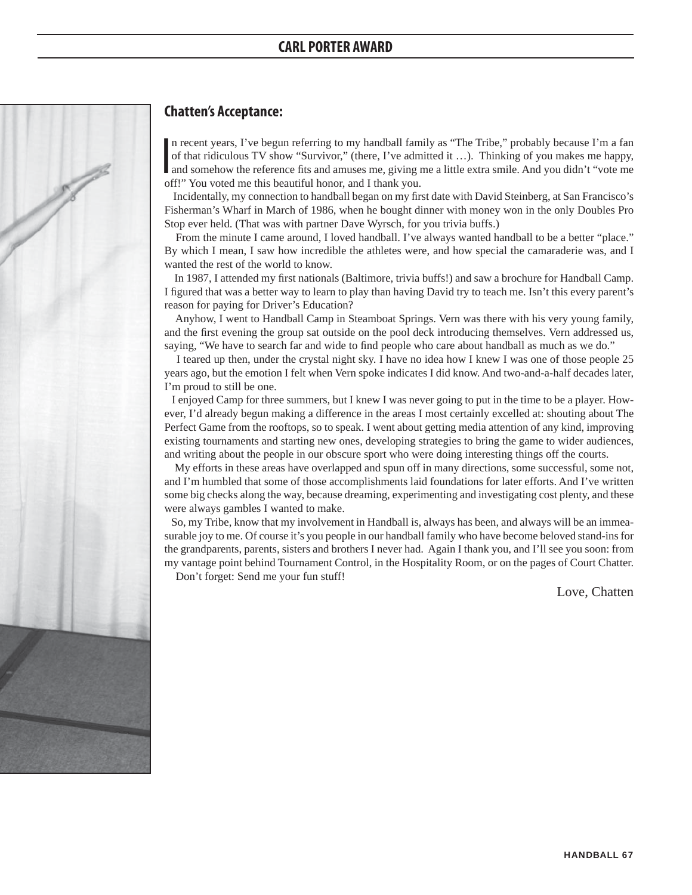## CARL PORTER AWARD

### Chatten's Acceptance:

In recent years, I've begun referring to my handball family as "The Tribe," probably because I'm a fan of that ridiculous TV show "Survivor," (there, I've admitted it …). Thinking of you makes me happy, and somehow the reference fits and amuses me, giving me a little extra smile. And you didn't "vote me off!" You voted me this beautiful honor, and I thank you.

Incidentally, my connection to handball began on my first date with David Steinberg, at San Francisco's Fisherman's Wharf in March of 1986, when he bought dinner with money won in the only Doubles Pro Stop ever held. (That was with partner Dave Wyrsch, for you trivia buffs.)

From the minute I came around, I loved handball. I've always wanted handball to be a better "place." By which I mean, I saw how incredible the athletes were, and how special the camaraderie was, and I wanted the rest of the world to know.

In 1987, I attended my first nationals (Baltimore, trivia buffs!) and saw a brochure for Handball Camp. I figured that was a better way to learn to play than having David try to teach me. Isn't this every parent's reason for paying for Driver's Education?

Anyhow, I went to Handball Camp in Steamboat Springs. Vern was there with his very young family, and the first evening the group sat outside on the pool deck introducing themselves. Vern addressed us, saying, "We have to search far and wide to find people who care about handball as much as we do."

I teared up then, under the crystal night sky. I have no idea how I knew I was one of those people 25 years ago, but the emotion I felt when Vern spoke indicates I did know. And two-and-a-half decades later, I'm proud to still be one.

I enjoyed Camp for three summers, but I knew I was never going to put in the time to be a player. However, I'd already begun making a difference in the areas I most certainly excelled at: shouting about The Perfect Game from the rooftops, so to speak. I went about getting media attention of any kind, improving existing tournaments and starting new ones, developing strategies to bring the game to wider audiences, and writing about the people in our obscure sport who were doing interesting things off the courts.

My efforts in these areas have overlapped and spun off in many directions, some successful, some not, and I'm humbled that some of those accomplishments laid foundations for later efforts. And I've written some big checks along the way, because dreaming, experimenting and investigating cost plenty, and these were always gambles I wanted to make.

So, my Tribe, know that my involvement in Handball is, always has been, and always will be an immeasurable joy to me. Of course it's you people in our handball family who have become beloved stand-ins for the grandparents, parents, sisters and brothers I never had. Again I thank you, and I'll see you soon: from my vantage point behind Tournament Control, in the Hospitality Room, or on the pages of Court Chatter.

Don't forget: Send me your fun stuff!

Love, Chatten